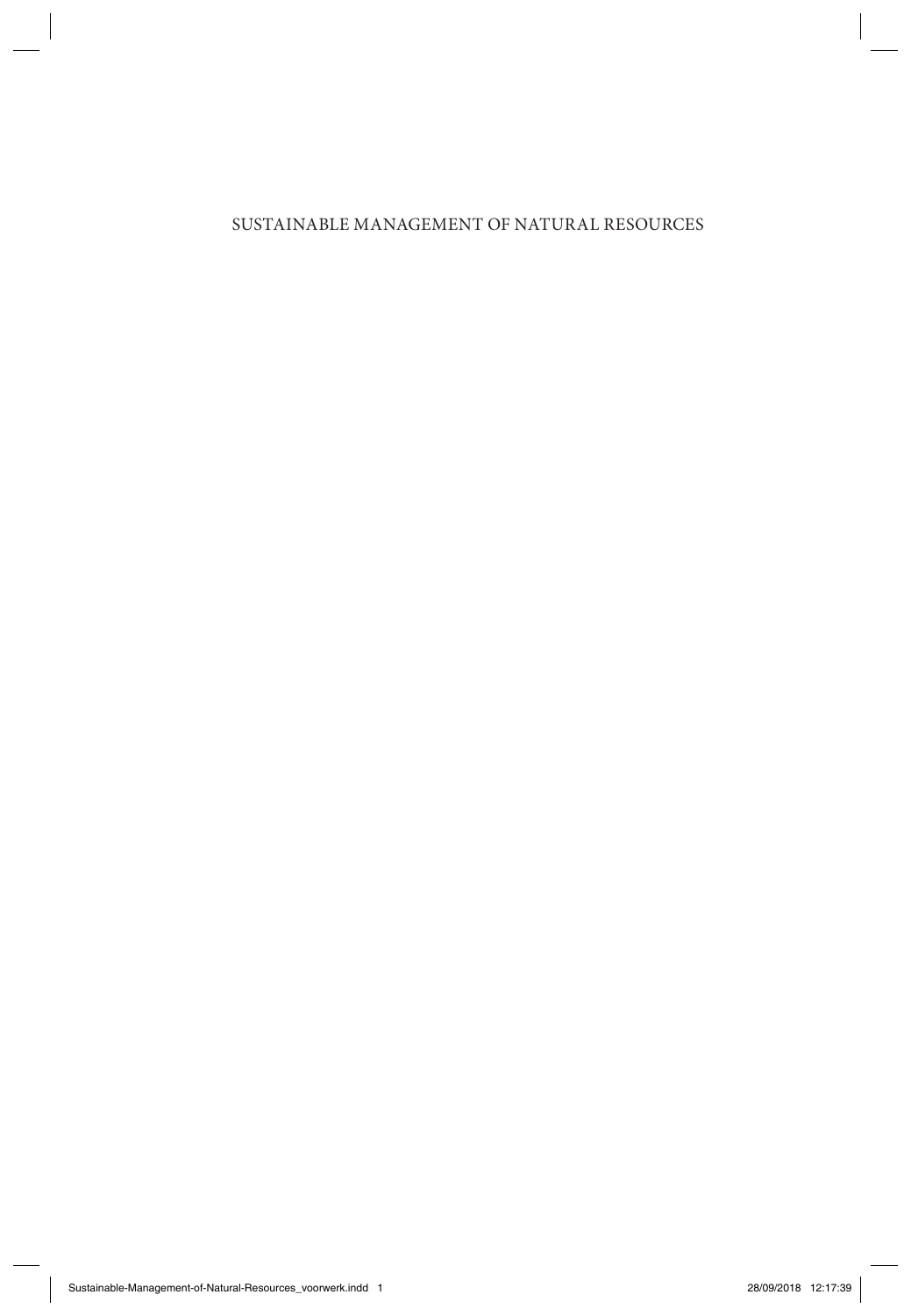# SUSTAINABLE MANAGEMENT OF NATURAL RESOURCES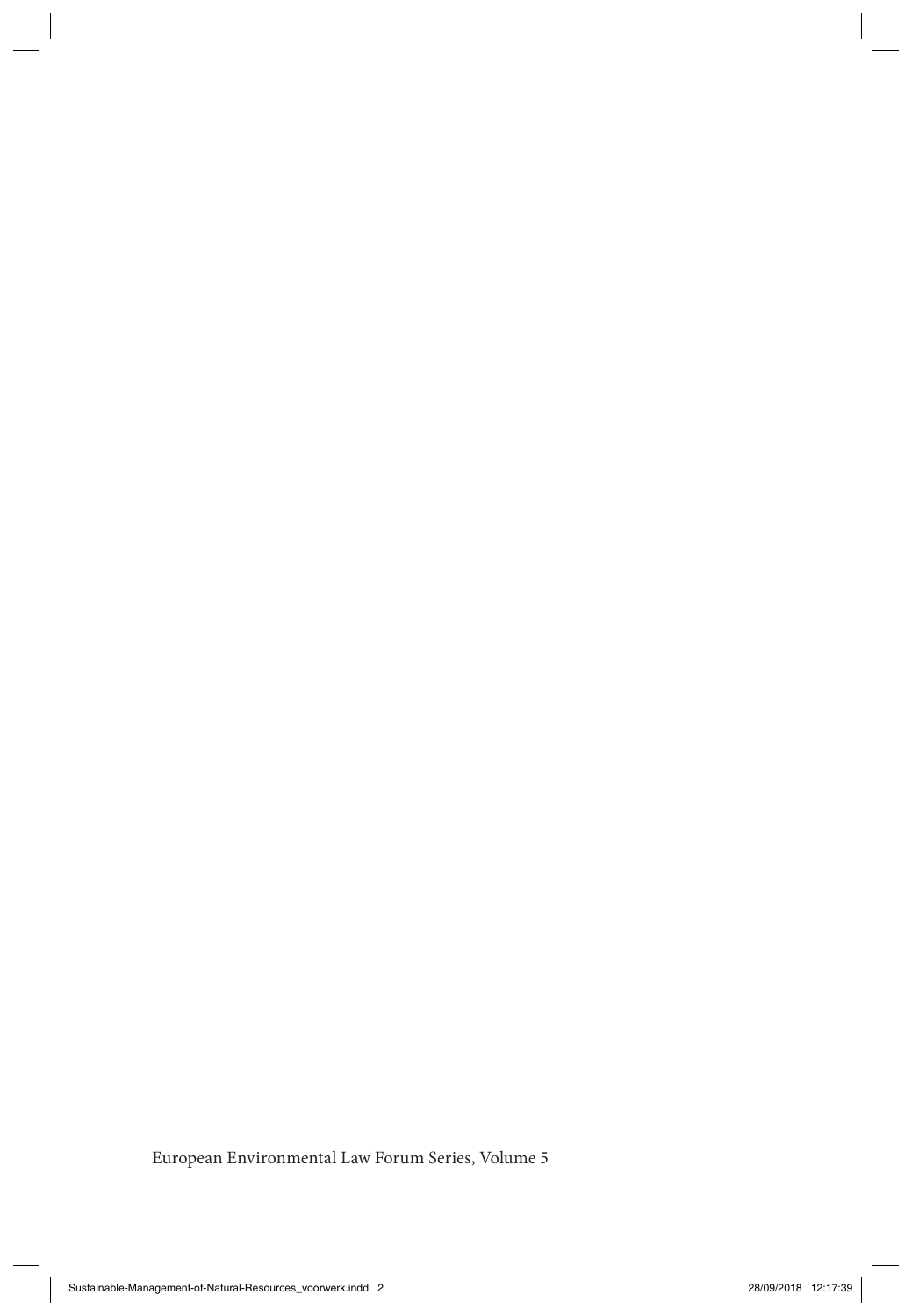European Environmental Law Forum Series, Volume 5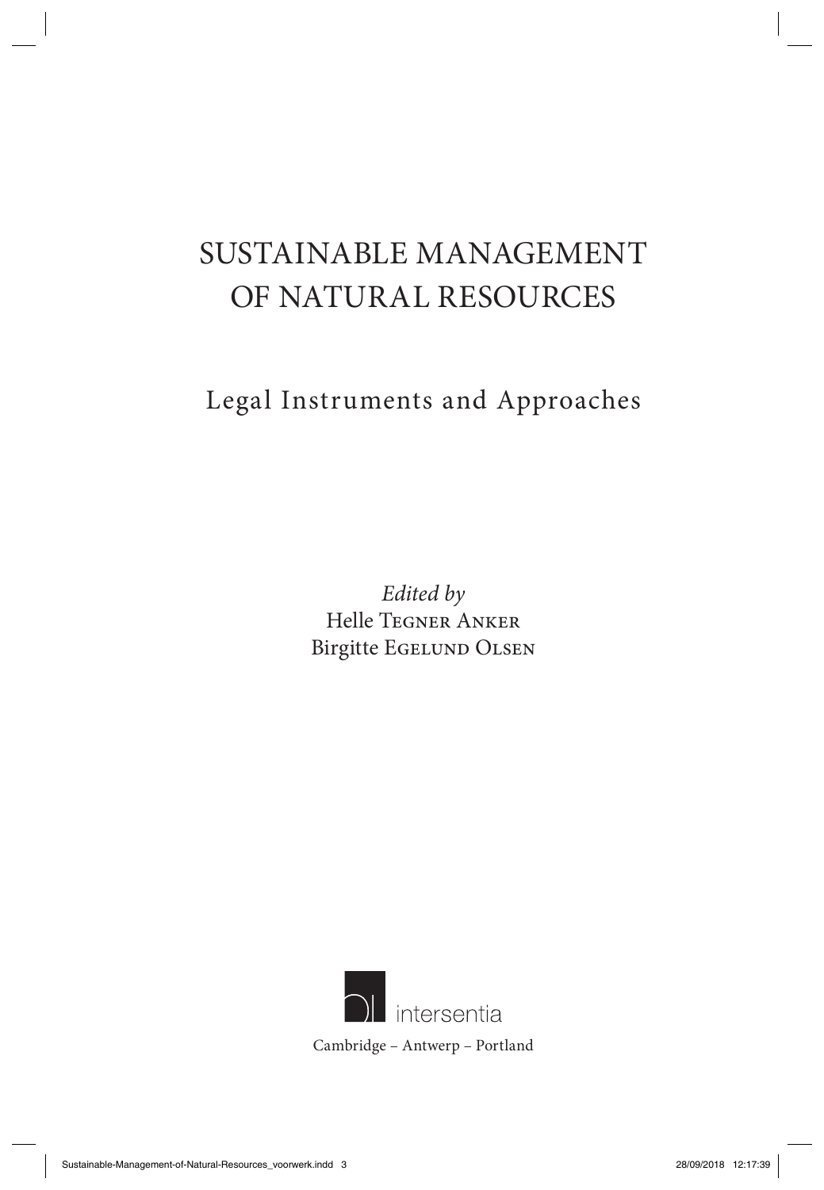# SUSTAINABLE MANAGEMENT OF NATURAL RESOURCES

## Legal Instruments and Approaches

*Edited by*
Helle Tegner Anker
Birgitte Egelund Olsen

intersentia

Cambridge – Antwerp – Portland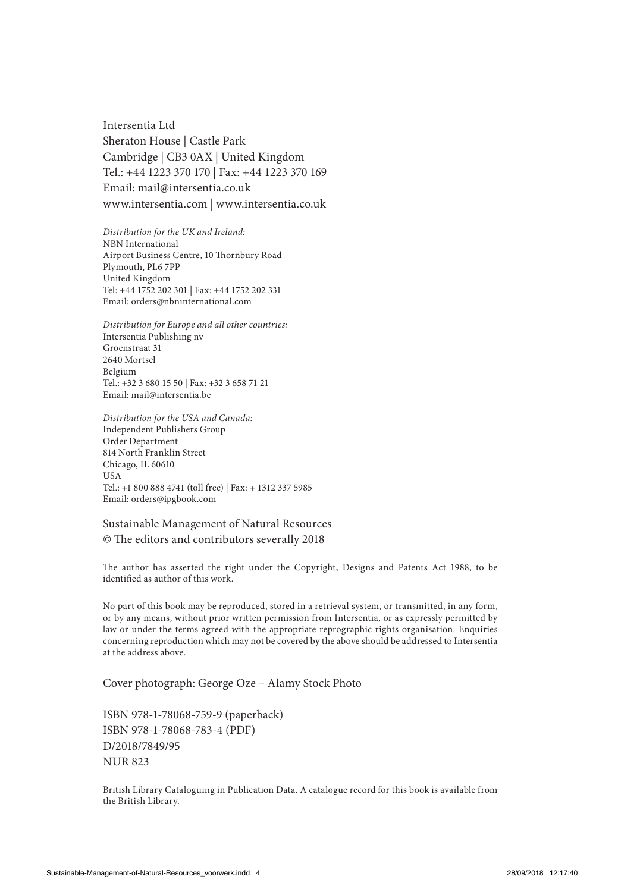Intersentia Ltd
Sheraton House | Castle Park
Cambridge | CB3 0AX | United Kingdom
Tel.: +44 1223 370 170 | Fax: +44 1223 370 169
Email: mail@intersentia.co.uk
www.intersentia.com | www.intersentia.co.uk

*Distribution for the UK and Ireland:*
NBN International
Airport Business Centre, 10 Thornbury Road
Plymouth, PL6 7PP
United Kingdom
Tel: +44 1752 202 301 | Fax: +44 1752 202 331
Email: orders@nbninternational.com

*Distribution for Europe and all other countries:*
Intersentia Publishing nv
Groenstraat 31
2640 Mortsel
Belgium
Tel.: +32 3 680 15 50 | Fax: +32 3 658 71 21
Email: mail@intersentia.be

*Distribution for the USA and Canada:*
Independent Publishers Group
Order Department
814 North Franklin Street
Chicago, IL 60610
USA
Tel.: +1 800 888 4741 (toll free) | Fax: + 1312 337 5985
Email: orders@ipgbook.com

Sustainable Management of Natural Resources
© The editors and contributors severally 2018

The author has asserted the right under the Copyright, Designs and Patents Act 1988, to be identified as author of this work.

No part of this book may be reproduced, stored in a retrieval system, or transmitted, in any form, or by any means, without prior written permission from Intersentia, or as expressly permitted by law or under the terms agreed with the appropriate reprographic rights organisation. Enquiries concerning reproduction which may not be covered by the above should be addressed to Intersentia at the address above.

Cover photograph: George Oze – Alamy Stock Photo

ISBN 978-1-78068-759-9 (paperback)
ISBN 978-1-78068-783-4 (PDF)
D/2018/7849/95
NUR 823

British Library Cataloguing in Publication Data. A catalogue record for this book is available from the British Library.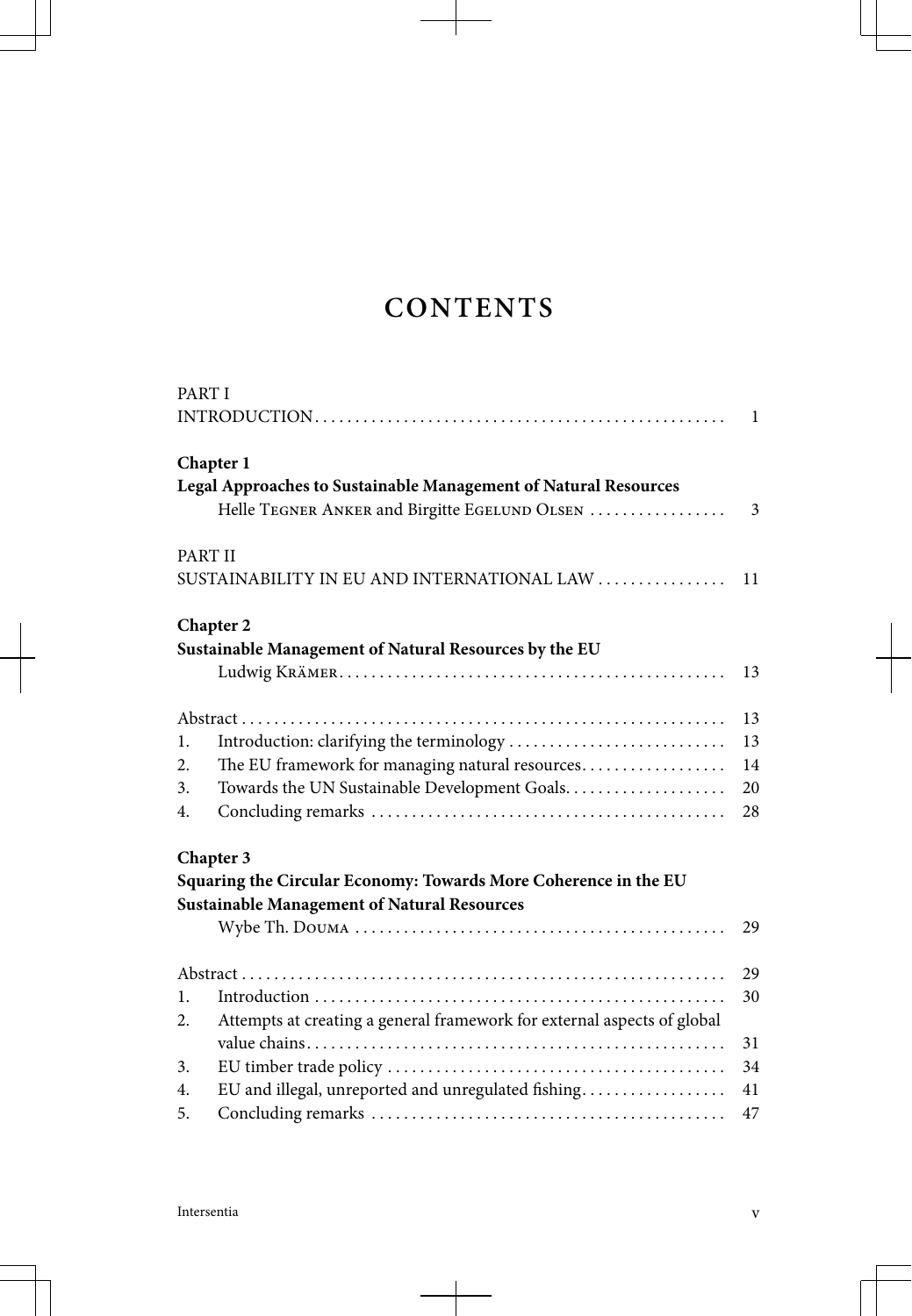# CONTENTS

PART I
INTRODUCTION . . . . . . . . . . . . . . . . . . . . . . . . . . . . . . . . . . . . . . . . . . . . . . . . . 1

**Chapter 1**
**Legal Approaches to Sustainable Management of Natural Resources**
Helle Tegner Anker and Birgitte Egelund Olsen . . . . . . . . . . . . . . . . 3

PART II
SUSTAINABILITY IN EU AND INTERNATIONAL LAW . . . . . . . . . . . . . . . 11

**Chapter 2**
**Sustainable Management of Natural Resources by the EU**
Ludwig Krämer . . . . . . . . . . . . . . . . . . . . . . . . . . . . . . . . . . . . . . . . . . . . . . 13

Abstract . . . . . . . . . . . . . . . . . . . . . . . . . . . . . . . . . . . . . . . . . . . . . . . . . . . . 13
1. Introduction: clarifying the terminology . . . . . . . . . . . . . . . . . . . . . . . . . . 13
2. The EU framework for managing natural resources . . . . . . . . . . . . . . . . . 14
3. Towards the UN Sustainable Development Goals . . . . . . . . . . . . . . . . . . . 20
4. Concluding remarks . . . . . . . . . . . . . . . . . . . . . . . . . . . . . . . . . . . . . . . . . . 28

**Chapter 3**
**Squaring the Circular Economy: Towards More Coherence in the EU Sustainable Management of Natural Resources**
Wybe Th. Douma . . . . . . . . . . . . . . . . . . . . . . . . . . . . . . . . . . . . . . . . . . . . . 29

Abstract . . . . . . . . . . . . . . . . . . . . . . . . . . . . . . . . . . . . . . . . . . . . . . . . . . . . 29
1. Introduction . . . . . . . . . . . . . . . . . . . . . . . . . . . . . . . . . . . . . . . . . . . . . . . . 30
2. Attempts at creating a general framework for external aspects of global value chains . . . . . . . . . . . . . . . . . . . . . . . . . . . . . . . . . . . . . . . . . . . . . . . . . 31
3. EU timber trade policy . . . . . . . . . . . . . . . . . . . . . . . . . . . . . . . . . . . . . . . . . 34
4. EU and illegal, unreported and unregulated fishing . . . . . . . . . . . . . . . . . 41
5. Concluding remarks . . . . . . . . . . . . . . . . . . . . . . . . . . . . . . . . . . . . . . . . . . 47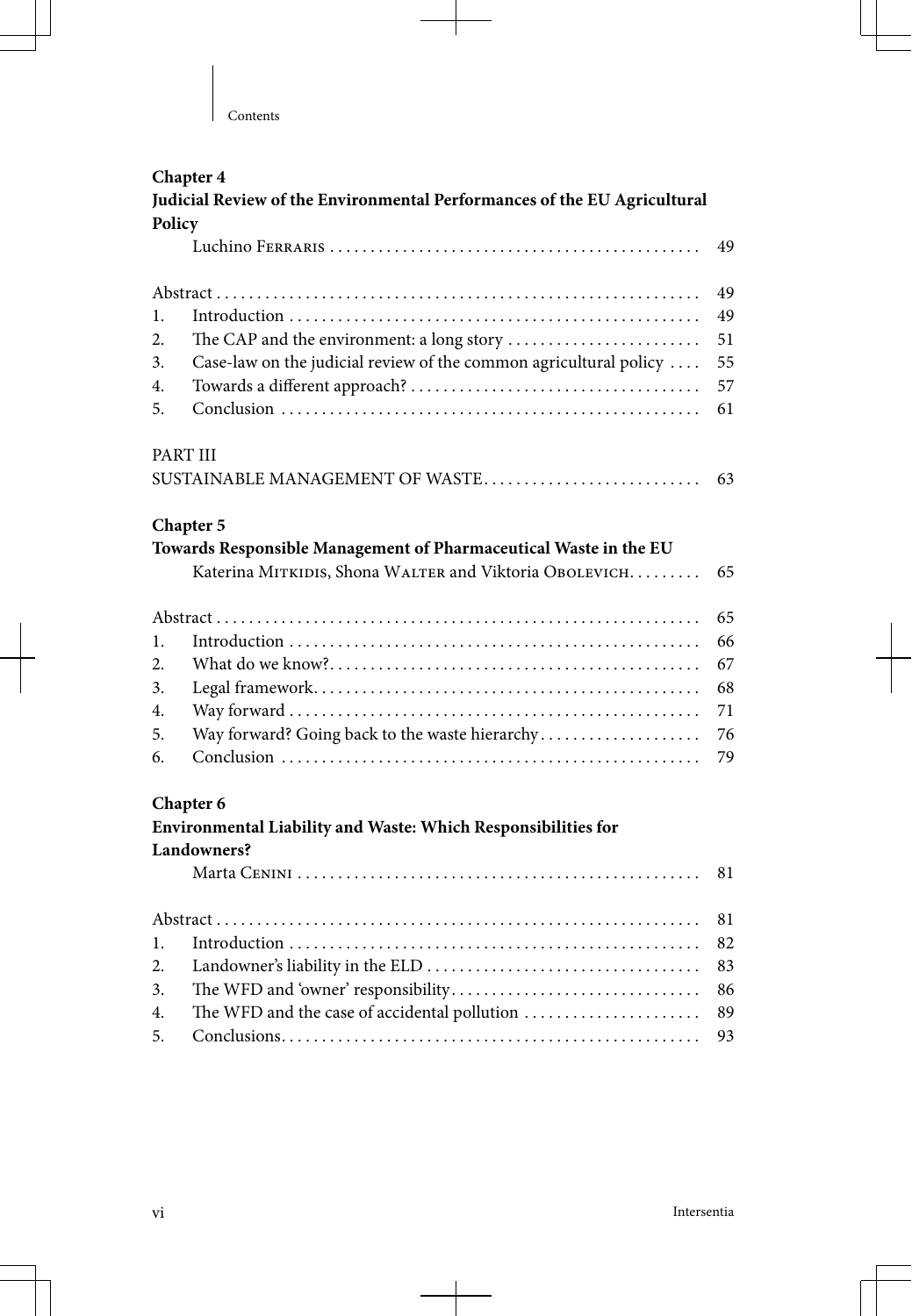**Chapter 4**
**Judicial Review of the Environmental Performances of the EU Agricultural Policy**

Luchino Ferraris ............................................. 49

Abstract ........................................................... 49
1. Introduction .................................................. 49
2. The CAP and the environment: a long story ........................ 51
3. Case-law on the judicial review of the common agricultural policy .... 55
4. Towards a different approach? .................................... 57
5. Conclusion ................................................... 61

PART III
SUSTAINABLE MANAGEMENT OF WASTE........................... 63

**Chapter 5**
**Towards Responsible Management of Pharmaceutical Waste in the EU**

Katerina Mitkidis, Shona Walter and Viktoria Obolevich......... 65

Abstract ........................................................... 65
1. Introduction .................................................. 66
2. What do we know?............................................. 67
3. Legal framework............................................... 68
4. Way forward .................................................. 71
5. Way forward? Going back to the waste hierarchy.................... 76
6. Conclusion ................................................... 79

**Chapter 6**
**Environmental Liability and Waste: Which Responsibilities for Landowners?**

Marta Cenini ................................................. 81

Abstract ........................................................... 81
1. Introduction .................................................. 82
2. Landowner's liability in the ELD ................................. 83
3. The WFD and 'owner' responsibility.............................. 86
4. The WFD and the case of accidental pollution ...................... 89
5. Conclusions................................................... 93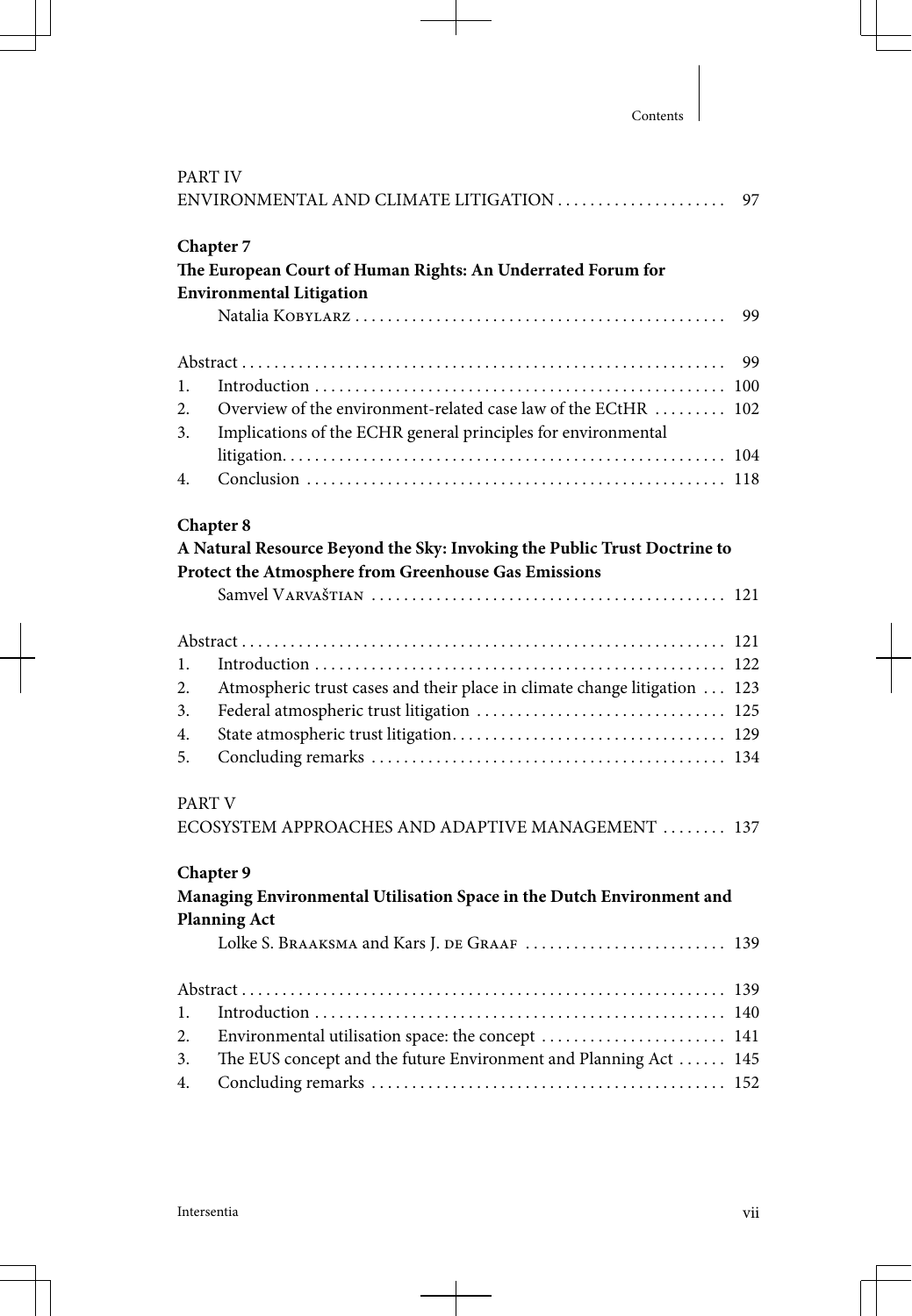PART IV
ENVIRONMENTAL AND CLIMATE LITIGATION .................... 97

**Chapter 7**
**The European Court of Human Rights: An Underrated Forum for Environmental Litigation**
Natalia Kobylarz .............................................. 99

Abstract ........................................................... 99
1. Introduction ................................................... 100
2. Overview of the environment-related case law of the ECtHR ......... 102
3. Implications of the ECHR general principles for environmental litigation ........................................................ 104
4. Conclusion ..................................................... 118

**Chapter 8**
**A Natural Resource Beyond the Sky: Invoking the Public Trust Doctrine to Protect the Atmosphere from Greenhouse Gas Emissions**
Samvel Varvaštian ............................................ 121

Abstract ........................................................... 121
1. Introduction ................................................... 122
2. Atmospheric trust cases and their place in climate change litigation ... 123
3. Federal atmospheric trust litigation ............................... 125
4. State atmospheric trust litigation.................................. 129
5. Concluding remarks ............................................ 134

PART V
ECOSYSTEM APPROACHES AND ADAPTIVE MANAGEMENT ........ 137

**Chapter 9**
**Managing Environmental Utilisation Space in the Dutch Environment and Planning Act**
Lolke S. Braaksma and Kars J. de Graaf ......................... 139

Abstract ........................................................... 139
1. Introduction ................................................... 140
2. Environmental utilisation space: the concept ....................... 141
3. The EUS concept and the future Environment and Planning Act ...... 145
4. Concluding remarks ............................................ 152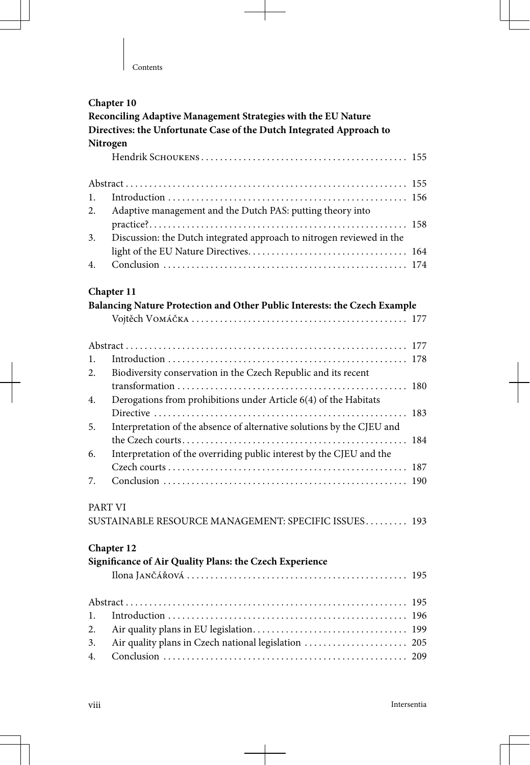**Chapter 10**
**Reconciling Adaptive Management Strategies with the EU Nature Directives: the Unfortunate Case of the Dutch Integrated Approach to Nitrogen**

Hendrik Schoukens . . . . . . . . . . 155

Abstract . . . . . . . . . . 155
1. Introduction . . . . . . . . . . 156
2. Adaptive management and the Dutch PAS: putting theory into practice? . . . . . . . . . . 158
3. Discussion: the Dutch integrated approach to nitrogen reviewed in the light of the EU Nature Directives . . . . . . . . . . 164
4. Conclusion . . . . . . . . . . 174

**Chapter 11**
**Balancing Nature Protection and Other Public Interests: the Czech Example**

Vojtěch Vomáčka . . . . . . . . . . 177

Abstract . . . . . . . . . . 177
1. Introduction . . . . . . . . . . 178
2. Biodiversity conservation in the Czech Republic and its recent transformation . . . . . . . . . . 180
4. Derogations from prohibitions under Article 6(4) of the Habitats Directive . . . . . . . . . . 183
5. Interpretation of the absence of alternative solutions by the CJEU and the Czech courts . . . . . . . . . . 184
6. Interpretation of the overriding public interest by the CJEU and the Czech courts . . . . . . . . . . 187
7. Conclusion . . . . . . . . . . 190

PART VI
SUSTAINABLE RESOURCE MANAGEMENT: SPECIFIC ISSUES . . . . . . . . . 193

**Chapter 12**
**Significance of Air Quality Plans: the Czech Experience**

Ilona Jančářová . . . . . . . . . . 195

Abstract . . . . . . . . . . 195
1. Introduction . . . . . . . . . . 196
2. Air quality plans in EU legislation . . . . . . . . . . 199
3. Air quality plans in Czech national legislation . . . . . . . . . . 205
4. Conclusion . . . . . . . . . . 209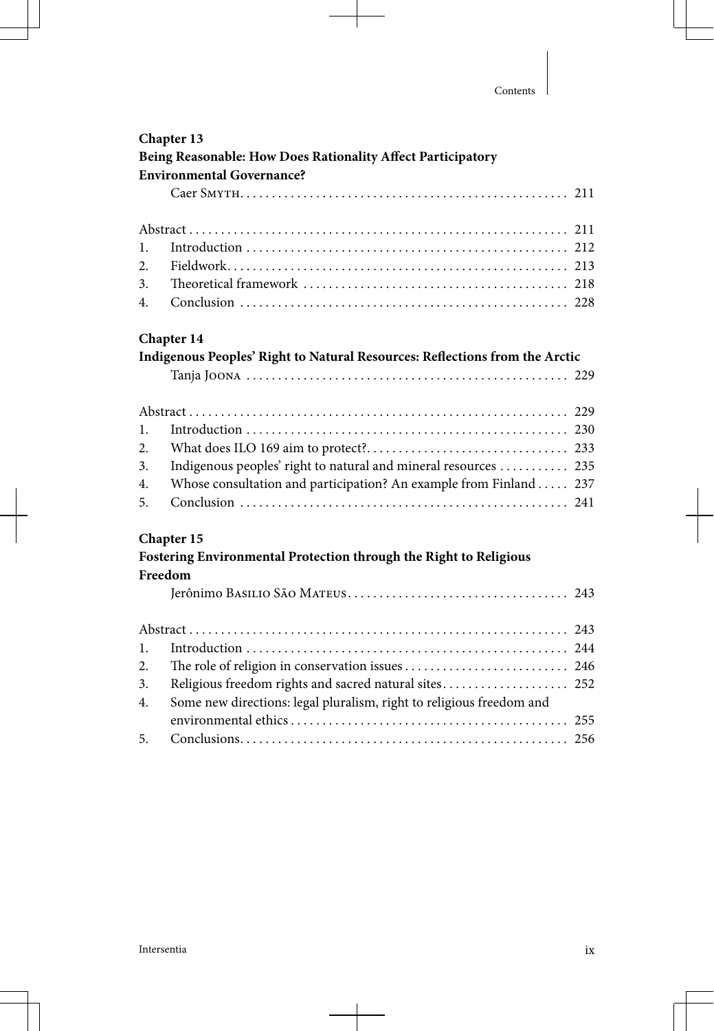**Chapter 13**
**Being Reasonable: How Does Rationality Affect Participatory Environmental Governance?**

Caer Smyth ... 211

Abstract ... 211
1. Introduction ... 212
2. Fieldwork ... 213
3. Theoretical framework ... 218
4. Conclusion ... 228

**Chapter 14**
**Indigenous Peoples' Right to Natural Resources: Reflections from the Arctic**

Tanja Joona ... 229

Abstract ... 229
1. Introduction ... 230
2. What does ILO 169 aim to protect? ... 233
3. Indigenous peoples' right to natural and mineral resources ... 235
4. Whose consultation and participation? An example from Finland ... 237
5. Conclusion ... 241

**Chapter 15**
**Fostering Environmental Protection through the Right to Religious Freedom**

Jerônimo Basilio São Mateus ... 243

Abstract ... 243
1. Introduction ... 244
2. The role of religion in conservation issues ... 246
3. Religious freedom rights and sacred natural sites ... 252
4. Some new directions: legal pluralism, right to religious freedom and environmental ethics ... 255
5. Conclusions ... 256